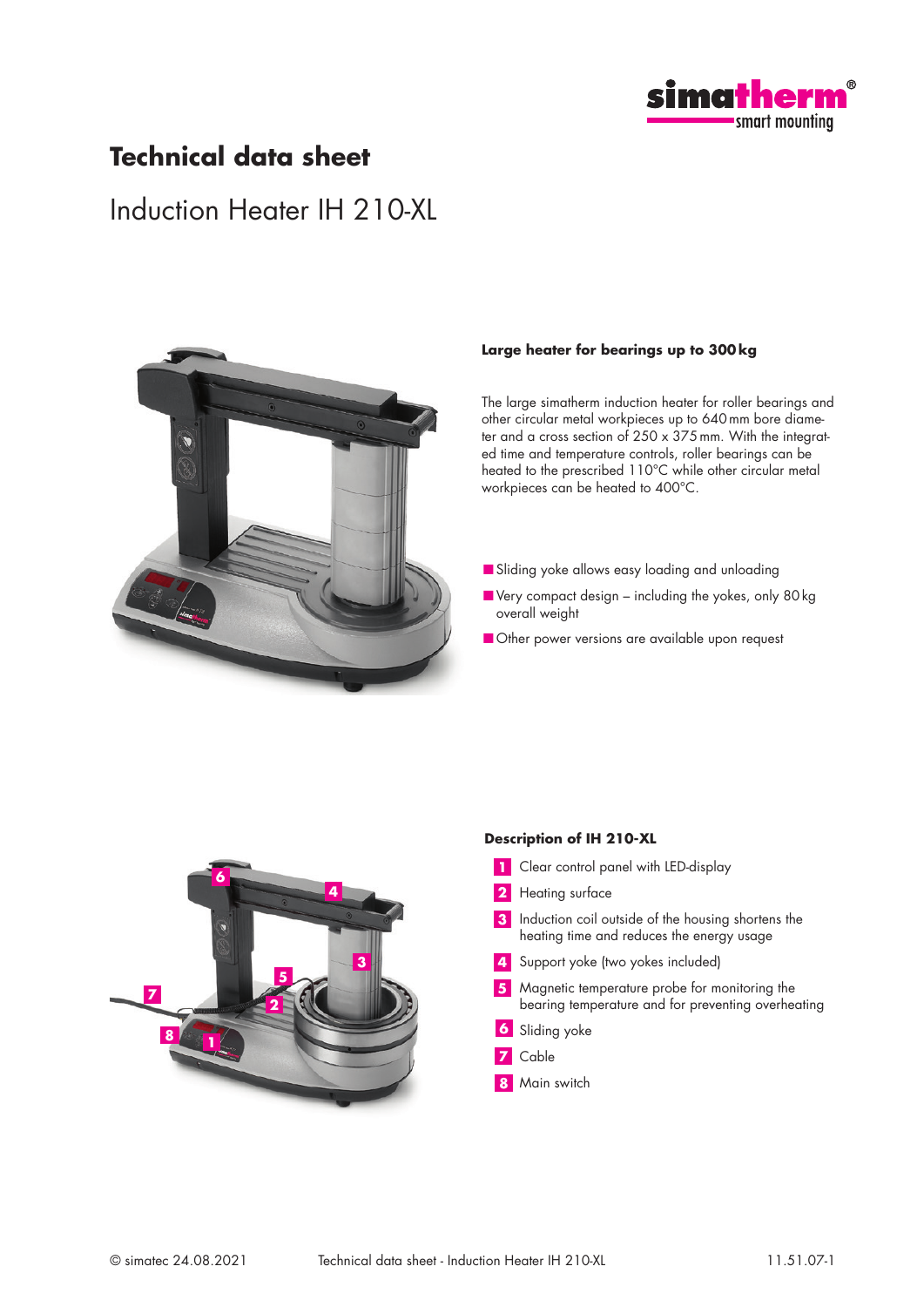# Technical data sheet

## Induction Heater IH 210-XL

### Large heater for bearings up to 300 kg

The large simatherm induction heater for roller bearings and other circular metal workpieces up to 640 mm bore diameter and a cross section of 250 x 375 mm. With the integrated time and temperature controls, roller bearings can be heated to the prescribed 110°C while other circular metal workpieces can be heated to 400°C.

- Sliding yoke allows easy loading and unloading
- Very compact design – including the yokes, only 80 kg overall weight
- Other power versions are available upon request

### Description of IH 210-XL

1. Clear control panel with LED-display
2. Heating surface
3. Induction coil outside of the housing shortens the heating time and reduces the energy usage
4. Support yoke (two yokes included)
5. Magnetic temperature probe for monitoring the bearing temperature and for preventing overheating
6. Sliding yoke
7. Cable
8. Main switch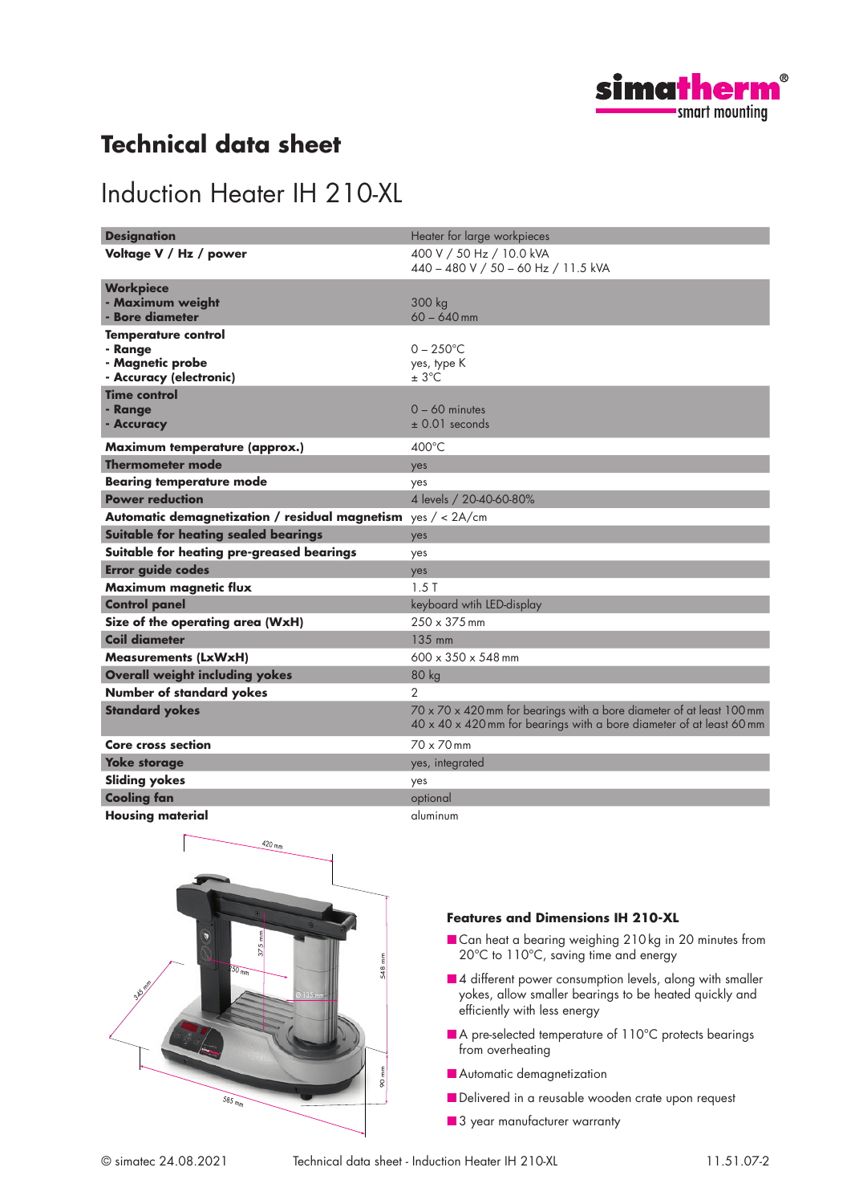# Technical data sheet

## Induction Heater IH 210-XL

| | |
|---|---|
| **Designation** | Heater for large workpieces |
| **Voltage V / Hz / power** | 400 V / 50 Hz / 10.0 kVA<br>440 – 480 V / 50 – 60 Hz / 11.5 kVA |
| **Workpiece**<br>**- Maximum weight**<br>**- Bore diameter** | <br>300 kg<br>60 – 640 mm |
| **Temperature control**<br>**- Range**<br>**- Magnetic probe**<br>**- Accuracy (electronic)** | <br>0 – 250°C<br>yes, type K<br>± 3°C |
| **Time control**<br>**- Range**<br>**- Accuracy** | <br>0 – 60 minutes<br>± 0.01 seconds |
| **Maximum temperature (approx.)** | 400°C |
| **Thermometer mode** | yes |
| **Bearing temperature mode** | yes |
| **Power reduction** | 4 levels / 20-40-60-80% |
| **Automatic demagnetization / residual magnetism** | yes / < 2A/cm |
| **Suitable for heating sealed bearings** | yes |
| **Suitable for heating pre-greased bearings** | yes |
| **Error guide codes** | yes |
| **Maximum magnetic flux** | 1.5 T |
| **Control panel** | keyboard wtih LED-display |
| **Size of the operating area (WxH)** | 250 x 375 mm |
| **Coil diameter** | 135 mm |
| **Measurements (LxWxH)** | 600 x 350 x 548 mm |
| **Overall weight including yokes** | 80 kg |
| **Number of standard yokes** | 2 |
| **Standard yokes** | 70 x 70 x 420 mm for bearings with a bore diameter of at least 100 mm<br>40 x 40 x 420 mm for bearings with a bore diameter of at least 60 mm |
| **Core cross section** | 70 x 70 mm |
| **Yoke storage** | yes, integrated |
| **Sliding yokes** | yes |
| **Cooling fan** | optional |
| **Housing material** | aluminum |

420 mm
375 mm
250 mm
548 mm
Ø 135 mm
345 mm
585 mm
90 mm

### Features and Dimensions IH 210-XL

- Can heat a bearing weighing 210 kg in 20 minutes from 20°C to 110°C, saving time and energy
- 4 different power consumption levels, along with smaller yokes, allow smaller bearings to be heated quickly and efficiently with less energy
- A pre-selected temperature of 110°C protects bearings from overheating
- Automatic demagnetization
- Delivered in a reusable wooden crate upon request
- 3 year manufacturer warranty

© simatec 24.08.2021 Technical data sheet - Induction Heater IH 210-XL 11.51.07-2